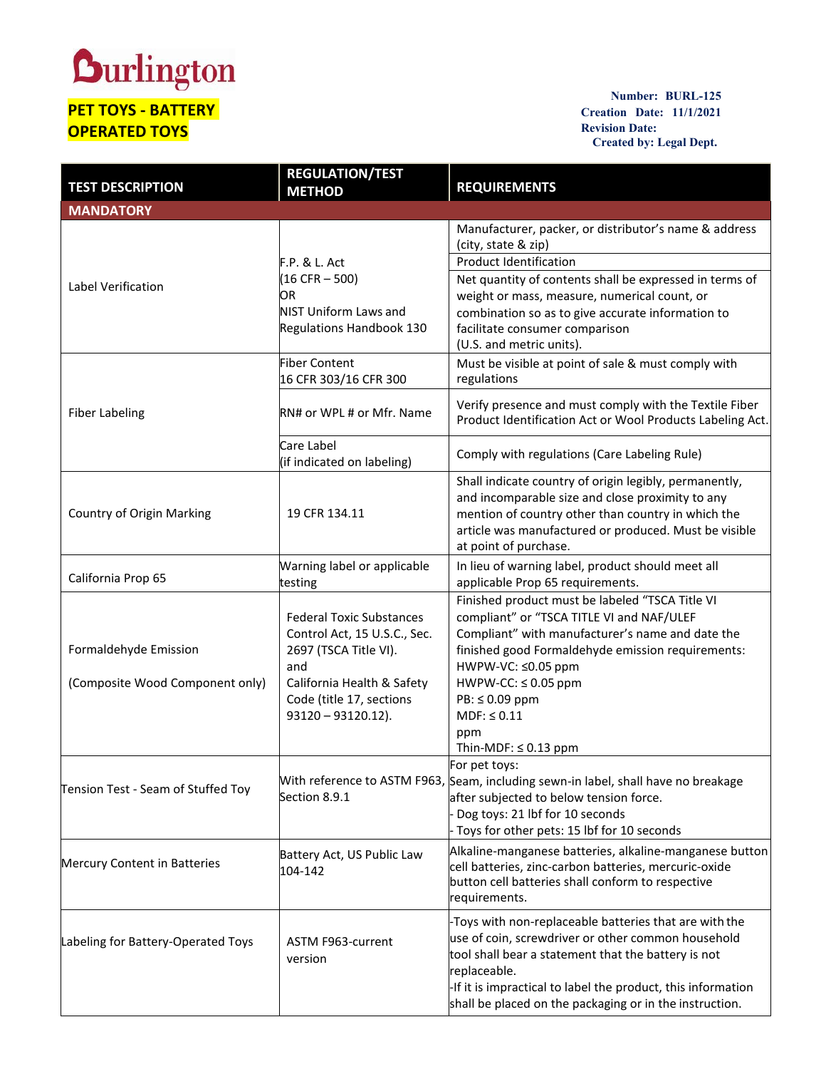Burlington

# PET TOYS - BATTERY OPERATED TOYS

**Number: BURL-125**
**Creation Date: 11/1/2021**
**Revision Date:**
**Created by: Legal Dept.**

| TEST DESCRIPTION | REGULATION/TEST METHOD | REQUIREMENTS |
|---|---|---|
| **MANDATORY** | | |
| Label Verification | F.P. & L. Act (16 CFR – 500) OR NIST Uniform Laws and Regulations Handbook 130 | Manufacturer, packer, or distributor's name & address (city, state & zip) |
| | | Product Identification |
| | | Net quantity of contents shall be expressed in terms of weight or mass, measure, numerical count, or combination so as to give accurate information to facilitate consumer comparison (U.S. and metric units). |
| Fiber Labeling | Fiber Content 16 CFR 303/16 CFR 300 | Must be visible at point of sale & must comply with regulations |
| | RN# or WPL # or Mfr. Name | Verify presence and must comply with the Textile Fiber Product Identification Act or Wool Products Labeling Act. |
| | Care Label (if indicated on labeling) | Comply with regulations (Care Labeling Rule) |
| Country of Origin Marking | 19 CFR 134.11 | Shall indicate country of origin legibly, permanently, and incomparable size and close proximity to any mention of country other than country in which the article was manufactured or produced. Must be visible at point of purchase. |
| California Prop 65 | Warning label or applicable testing | In lieu of warning label, product should meet all applicable Prop 65 requirements. |
| Formaldehyde Emission<br><br>(Composite Wood Component only) | Federal Toxic Substances Control Act, 15 U.S.C., Sec. 2697 (TSCA Title VI). and California Health & Safety Code (title 17, sections 93120 – 93120.12). | Finished product must be labeled "TSCA Title VI compliant" or "TSCA TITLE VI and NAF/ULEF Compliant" with manufacturer's name and date the finished good Formaldehyde emission requirements:<br>HWPW-VC: ≤0.05 ppm<br>HWPW-CC: ≤ 0.05 ppm<br>PB: ≤ 0.09 ppm<br>MDF: ≤ 0.11 ppm<br>Thin-MDF: ≤ 0.13 ppm |
| Tension Test - Seam of Stuffed Toy | With reference to ASTM F963, Section 8.9.1 | For pet toys:<br>Seam, including sewn-in label, shall have no breakage after subjected to below tension force.<br>- Dog toys: 21 lbf for 10 seconds<br>- Toys for other pets: 15 lbf for 10 seconds |
| Mercury Content in Batteries | Battery Act, US Public Law 104-142 | Alkaline-manganese batteries, alkaline-manganese button cell batteries, zinc-carbon batteries, mercuric-oxide button cell batteries shall conform to respective requirements. |
| Labeling for Battery-Operated Toys | ASTM F963-current version | -Toys with non-replaceable batteries that are with the use of coin, screwdriver or other common household tool shall bear a statement that the battery is not replaceable.<br>-If it is impractical to label the product, this information shall be placed on the packaging or in the instruction. |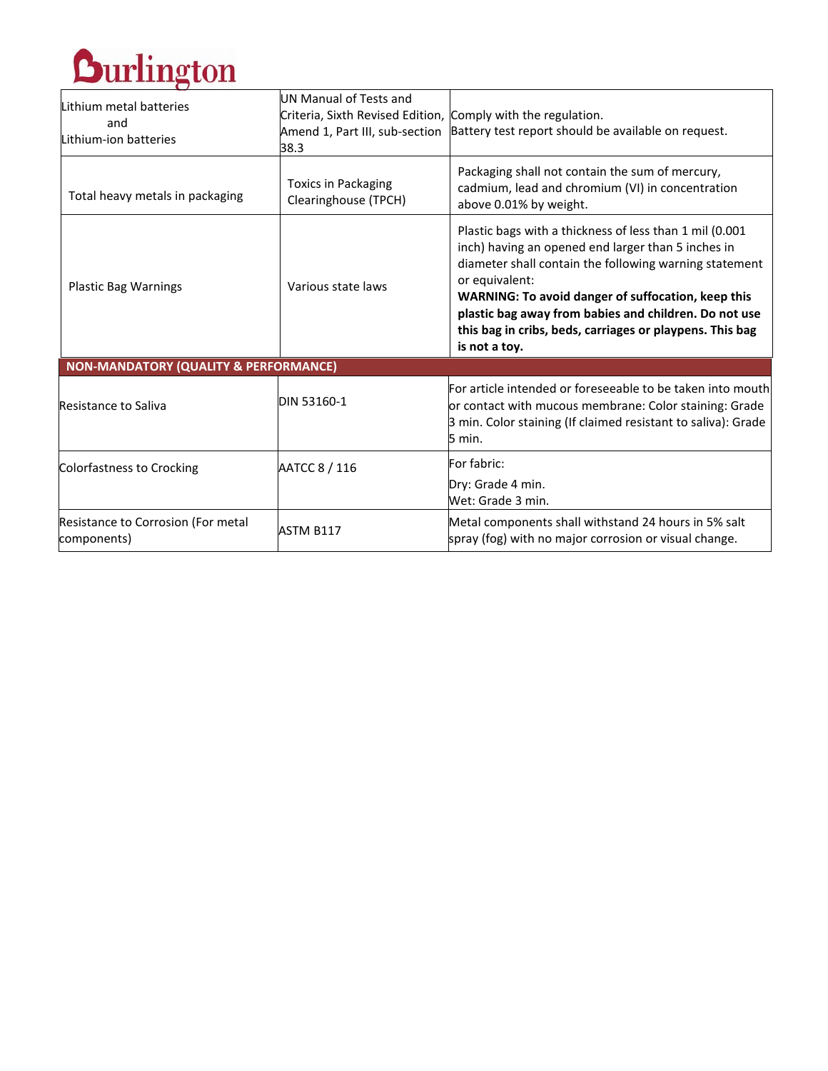| | | |
|---|---|---|
| Lithium metal batteries and Lithium-ion batteries | UN Manual of Tests and Criteria, Sixth Revised Edition, Amend 1, Part III, sub-section 38.3 | Comply with the regulation. Battery test report should be available on request. |
| Total heavy metals in packaging | Toxics in Packaging Clearinghouse (TPCH) | Packaging shall not contain the sum of mercury, cadmium, lead and chromium (VI) in concentration above 0.01% by weight. |
| Plastic Bag Warnings | Various state laws | Plastic bags with a thickness of less than 1 mil (0.001 inch) having an opened end larger than 5 inches in diameter shall contain the following warning statement or equivalent: **WARNING: To avoid danger of suffocation, keep this plastic bag away from babies and children. Do not use this bag in cribs, beds, carriages or playpens. This bag is not a toy.** |
| **NON-MANDATORY (QUALITY & PERFORMANCE)** | | |
| Resistance to Saliva | DIN 53160-1 | For article intended or foreseeable to be taken into mouth or contact with mucous membrane: Color staining: Grade 3 min. Color staining (If claimed resistant to saliva): Grade 5 min. |
| Colorfastness to Crocking | AATCC 8 / 116 | For fabric: Dry: Grade 4 min. Wet: Grade 3 min. |
| Resistance to Corrosion (For metal components) | ASTM B117 | Metal components shall withstand 24 hours in 5% salt spray (fog) with no major corrosion or visual change. |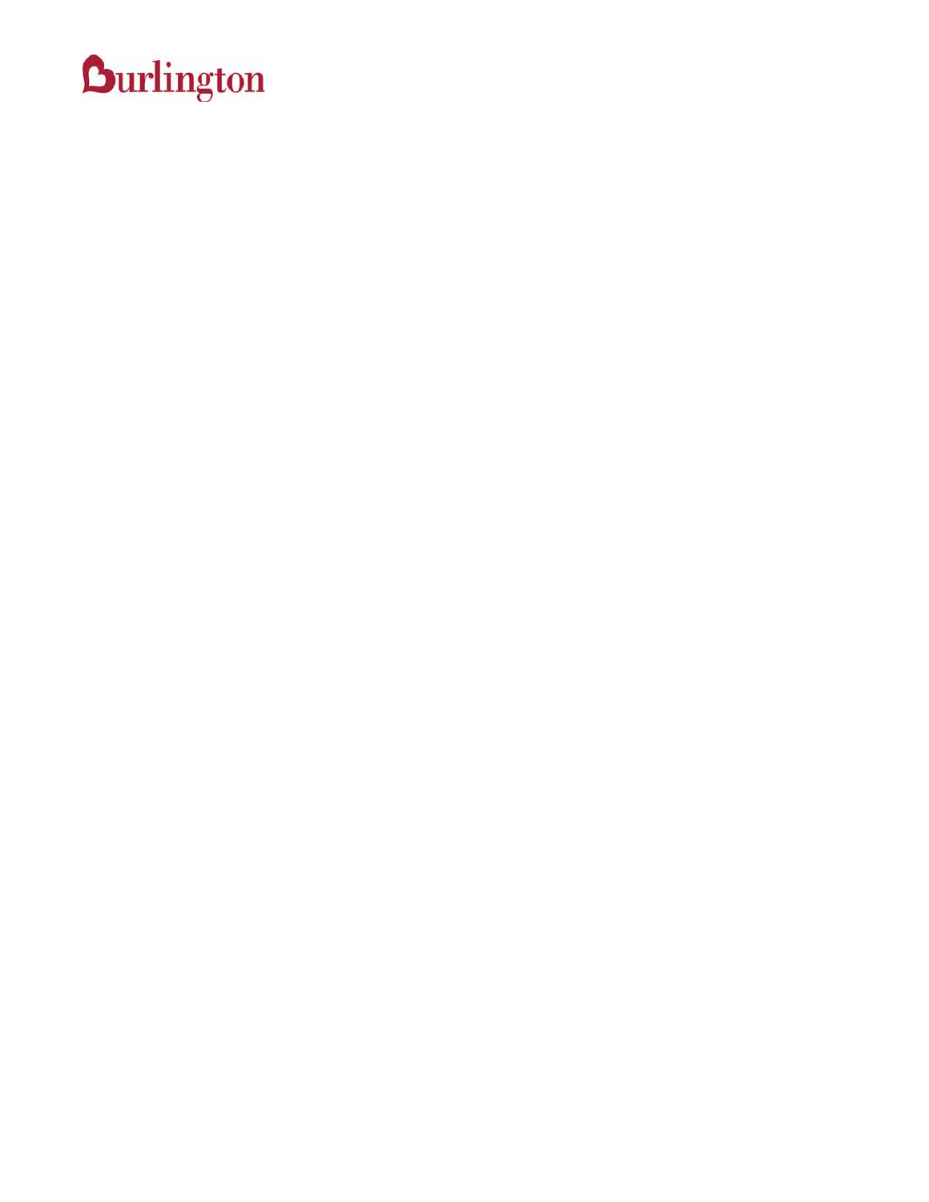Burlington